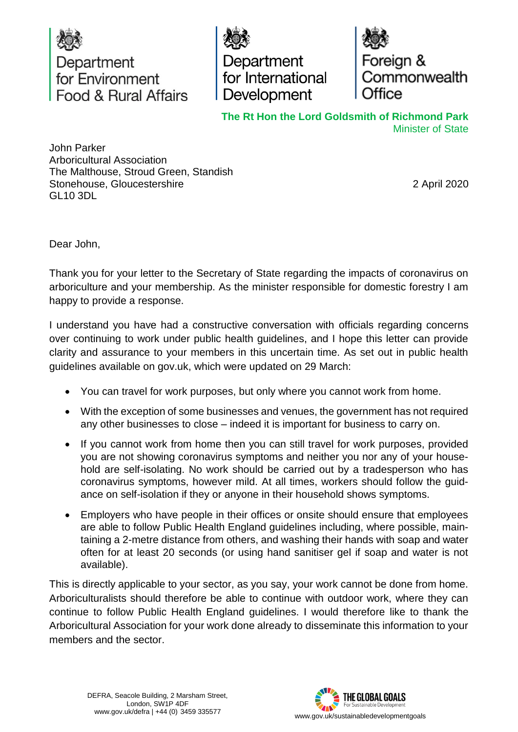Department for Environment Food & Rural Affairs

Department for International Development

Foreign & Commonwealth Office

**The Rt Hon the Lord Goldsmith of Richmond Park**
Minister of State

John Parker
Arboricultural Association
The Malthouse, Stroud Green, Standish
Stonehouse, Gloucestershire
GL10 3DL

2 April 2020

Dear John,

Thank you for your letter to the Secretary of State regarding the impacts of coronavirus on arboriculture and your membership. As the minister responsible for domestic forestry I am happy to provide a response.

I understand you have had a constructive conversation with officials regarding concerns over continuing to work under public health guidelines, and I hope this letter can provide clarity and assurance to your members in this uncertain time. As set out in public health guidelines available on gov.uk, which were updated on 29 March:

- You can travel for work purposes, but only where you cannot work from home.
- With the exception of some businesses and venues, the government has not required any other businesses to close – indeed it is important for business to carry on.
- If you cannot work from home then you can still travel for work purposes, provided you are not showing coronavirus symptoms and neither you nor any of your household are self-isolating. No work should be carried out by a tradesperson who has coronavirus symptoms, however mild. At all times, workers should follow the guidance on self-isolation if they or anyone in their household shows symptoms.
- Employers who have people in their offices or onsite should ensure that employees are able to follow Public Health England guidelines including, where possible, maintaining a 2-metre distance from others, and washing their hands with soap and water often for at least 20 seconds (or using hand sanitiser gel if soap and water is not available).

This is directly applicable to your sector, as you say, your work cannot be done from home. Arboriculturalists should therefore be able to continue with outdoor work, where they can continue to follow Public Health England guidelines. I would therefore like to thank the Arboricultural Association for your work done already to disseminate this information to your members and the sector.

DEFRA, Seacole Building, 2 Marsham Street, London, SW1P 4DF
www.gov.uk/defra | +44 (0) 3459 335577

THE GLOBAL GOALS For Sustainable Development
www.gov.uk/sustainabledevelopmentgoals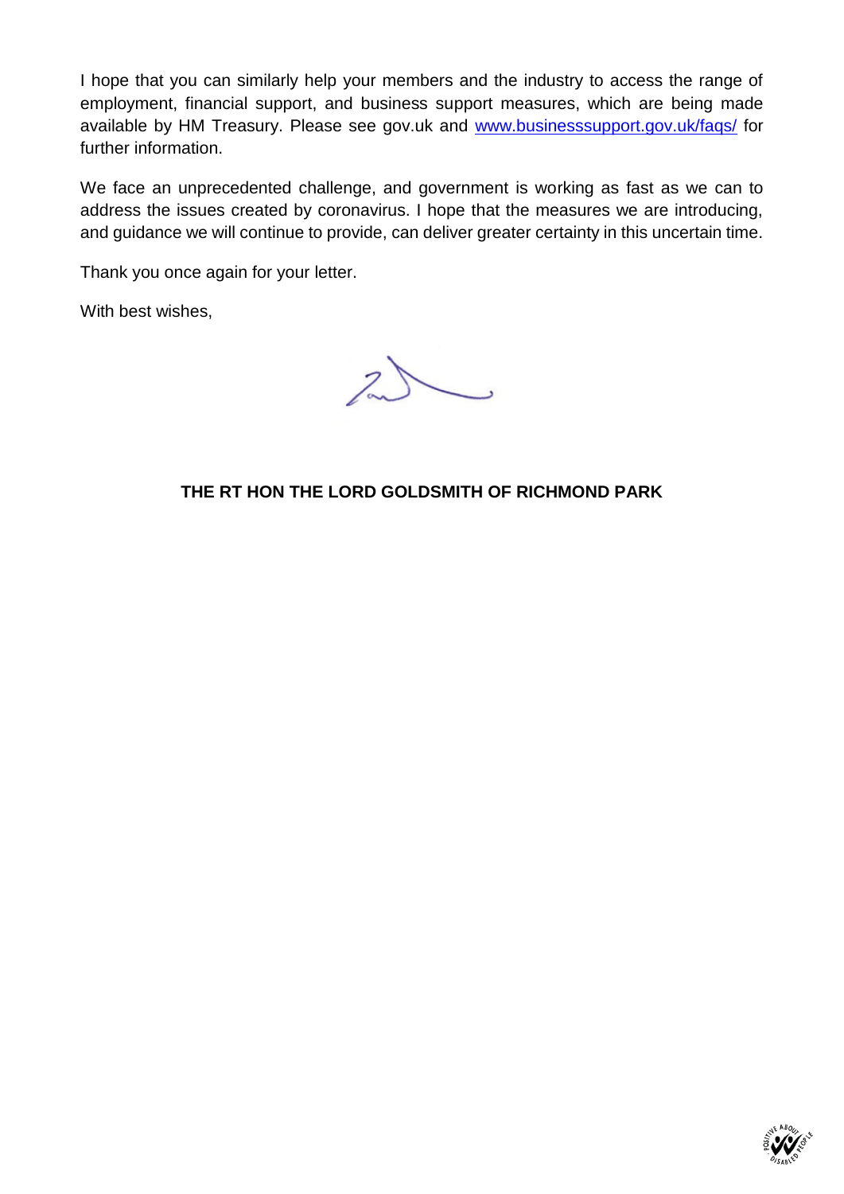I hope that you can similarly help your members and the industry to access the range of employment, financial support, and business support measures, which are being made available by HM Treasury. Please see gov.uk and [www.businesssupport.gov.uk/faqs/](http://www.businesssupport.gov.uk/faqs/) for further information.

We face an unprecedented challenge, and government is working as fast as we can to address the issues created by coronavirus. I hope that the measures we are introducing, and guidance we will continue to provide, can deliver greater certainty in this uncertain time.

Thank you once again for your letter.

With best wishes,

**THE RT HON THE LORD GOLDSMITH OF RICHMOND PARK**